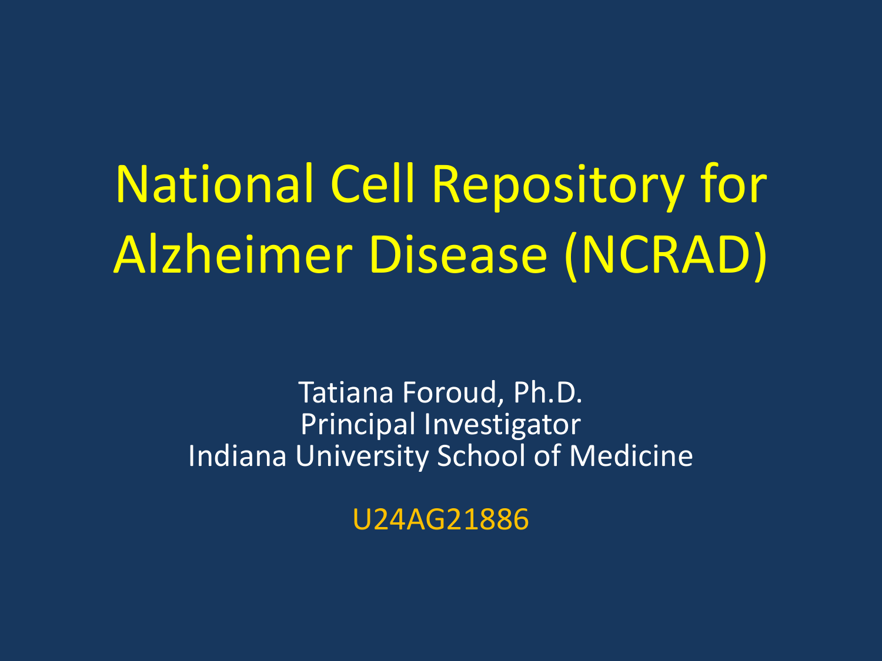# National Cell Repository for Alzheimer Disease (NCRAD)

Tatiana Foroud, Ph.D.
Principal Investigator
Indiana University School of Medicine

U24AG21886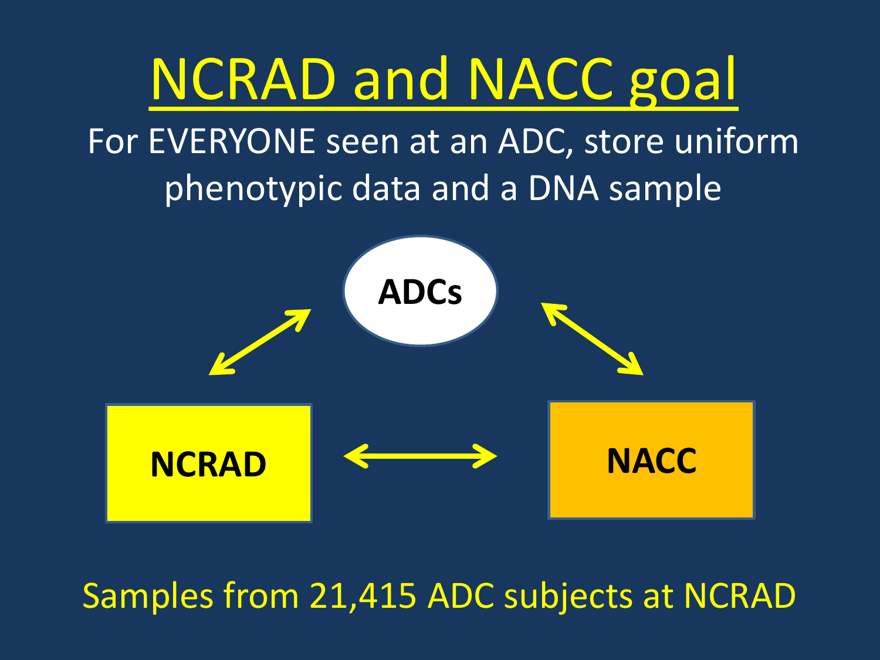# NCRAD and NACC goal

For EVERYONE seen at an ADC, store uniform phenotypic data and a DNA sample

ADCs

NCRAD

NACC

Samples from 21,415 ADC subjects at NCRAD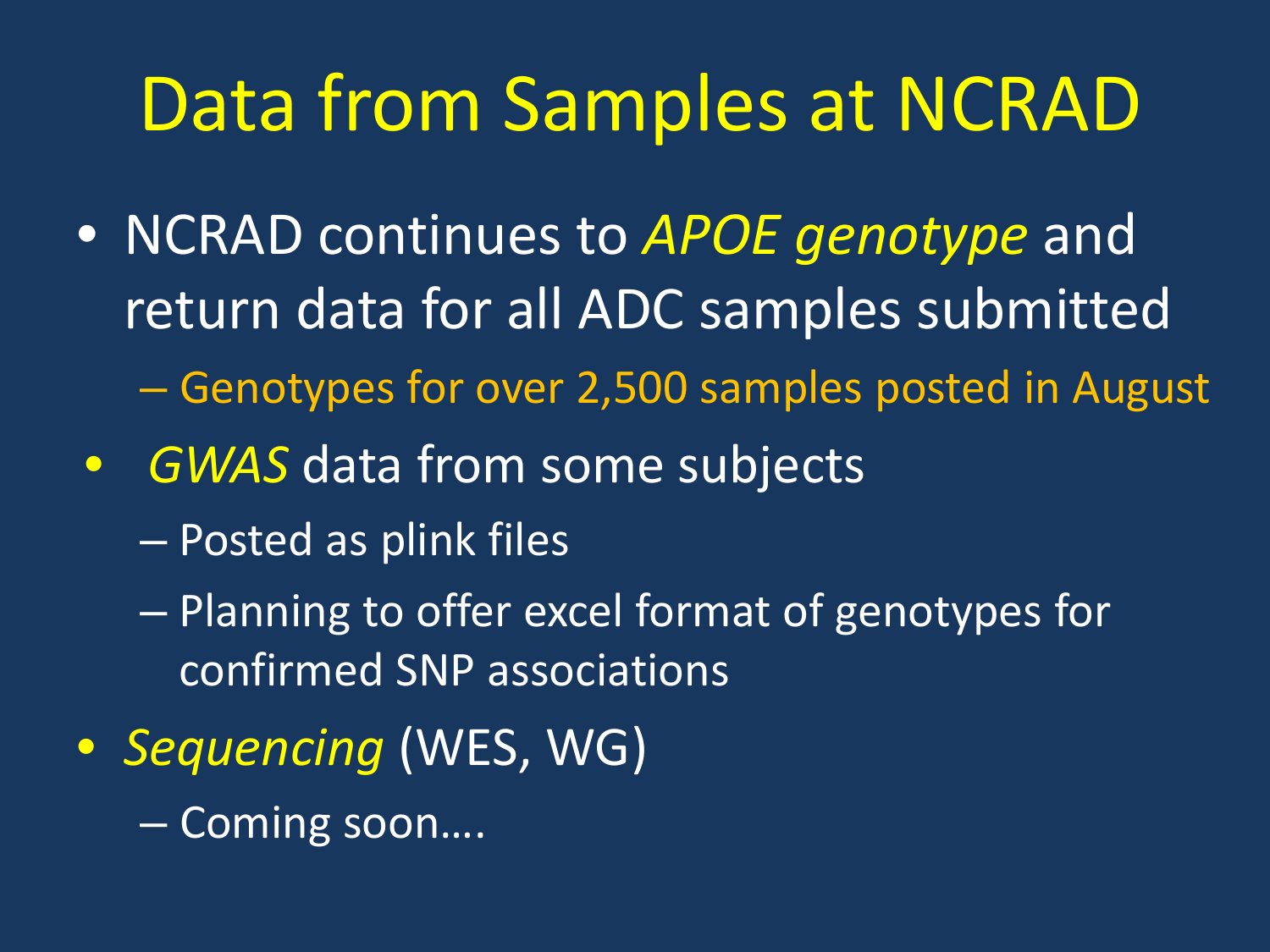# Data from Samples at NCRAD

- NCRAD continues to *APOE genotype* and return data for all ADC samples submitted
  - Genotypes for over 2,500 samples posted in August
- *GWAS* data from some subjects
  - Posted as plink files
  - Planning to offer excel format of genotypes for confirmed SNP associations
- *Sequencing* (WES, WG)
  - Coming soon….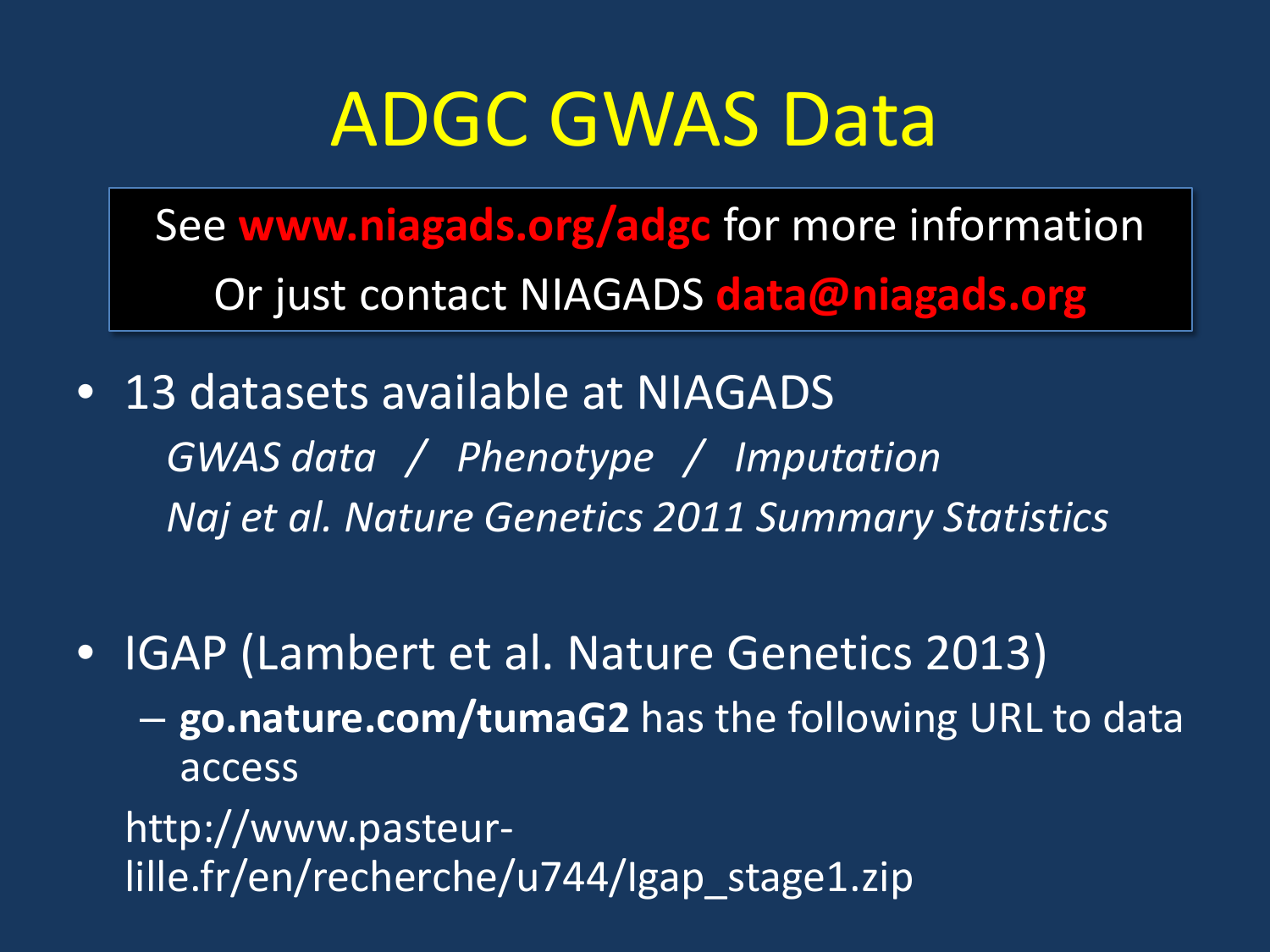# ADGC GWAS Data

See **www.niagads.org/adgc** for more information

Or just contact NIAGADS **data@niagads.org**

- 13 datasets available at NIAGADS

  *GWAS data / Phenotype / Imputation*

  *Naj et al. Nature Genetics 2011 Summary Statistics*

- IGAP (Lambert et al. Nature Genetics 2013)
  - **go.nature.com/tumaG2** has the following URL to data access

  http://www.pasteur-lille.fr/en/recherche/u744/Igap_stage1.zip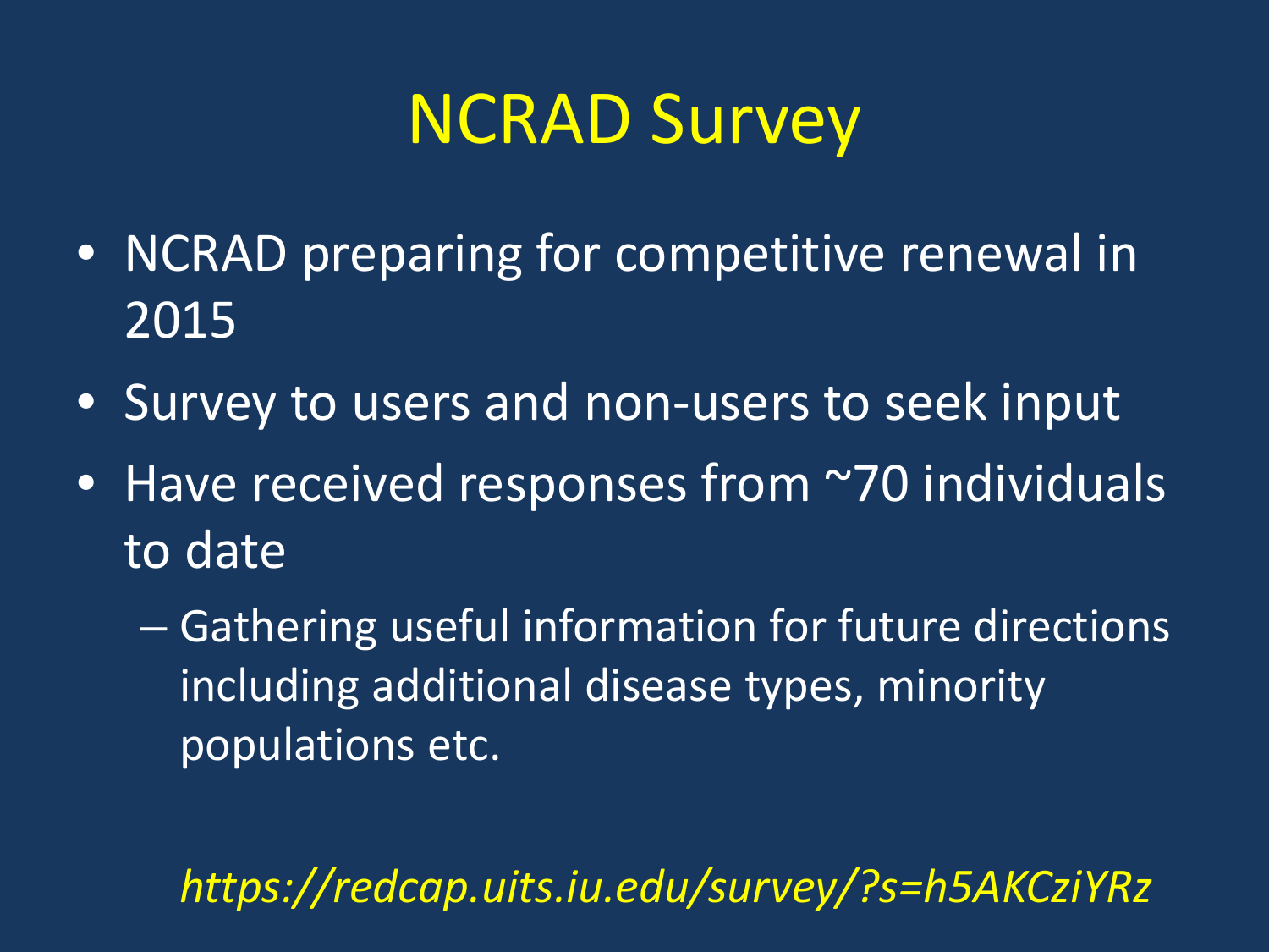# NCRAD Survey

- NCRAD preparing for competitive renewal in 2015
- Survey to users and non-users to seek input
- Have received responses from ~70 individuals to date
  - Gathering useful information for future directions including additional disease types, minority populations etc.

*https://redcap.uits.iu.edu/survey/?s=h5AKCziYRz*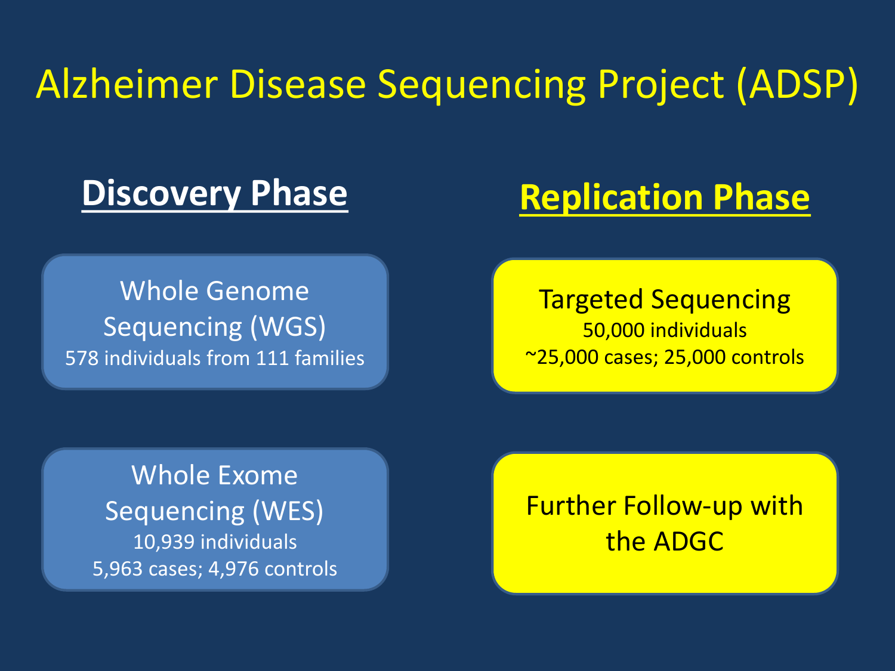# Alzheimer Disease Sequencing Project (ADSP)

## Discovery Phase

**Whole Genome Sequencing (WGS)**
578 individuals from 111 families

**Whole Exome Sequencing (WES)**
10,939 individuals
5,963 cases; 4,976 controls

## Replication Phase

**Targeted Sequencing**
50,000 individuals
~25,000 cases; 25,000 controls

**Further Follow-up with the ADGC**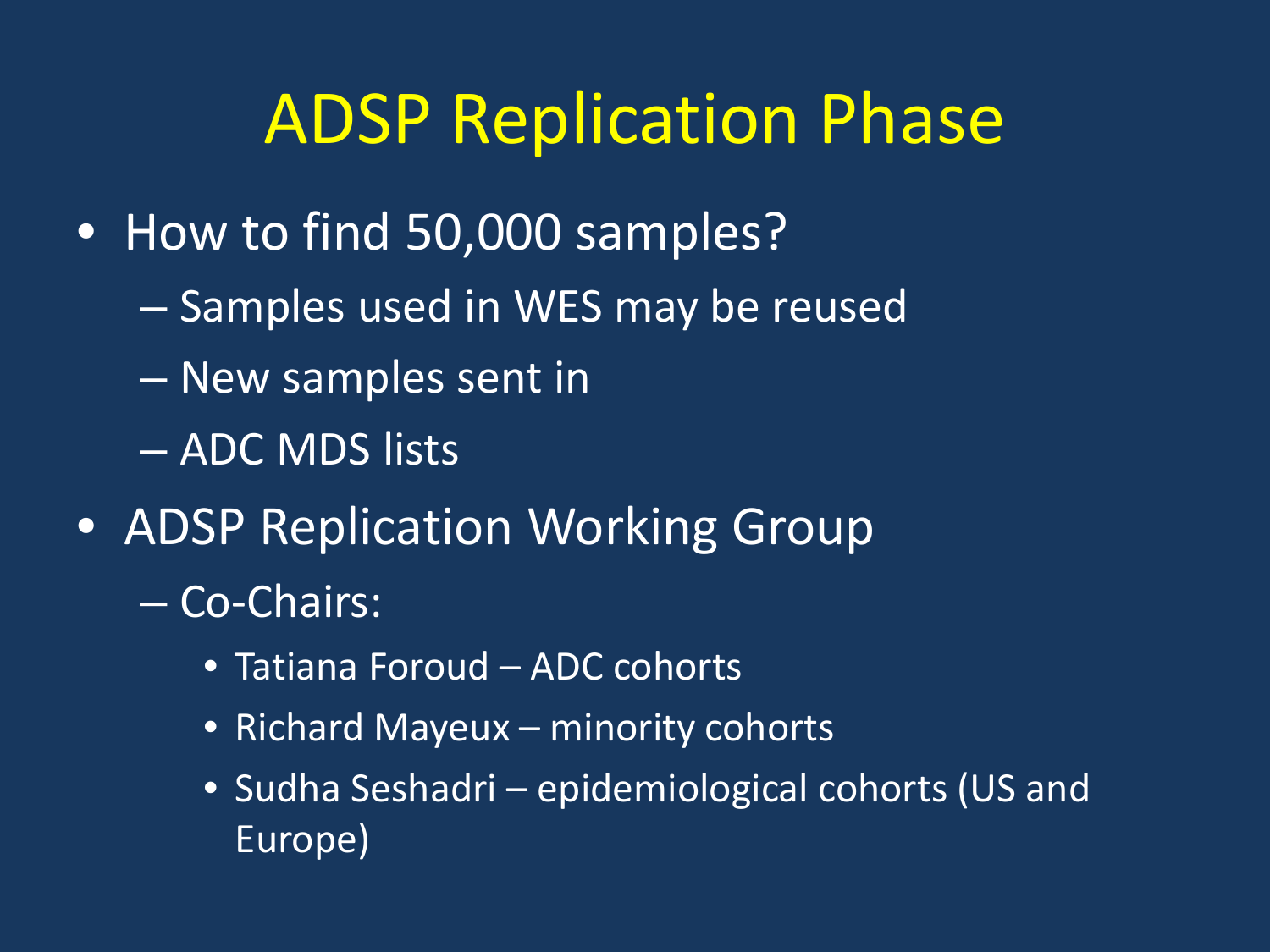# ADSP Replication Phase

- How to find 50,000 samples?
  - Samples used in WES may be reused
  - New samples sent in
  - ADC MDS lists
- ADSP Replication Working Group
  - Co-Chairs:
    - Tatiana Foroud – ADC cohorts
    - Richard Mayeux – minority cohorts
    - Sudha Seshadri – epidemiological cohorts (US and Europe)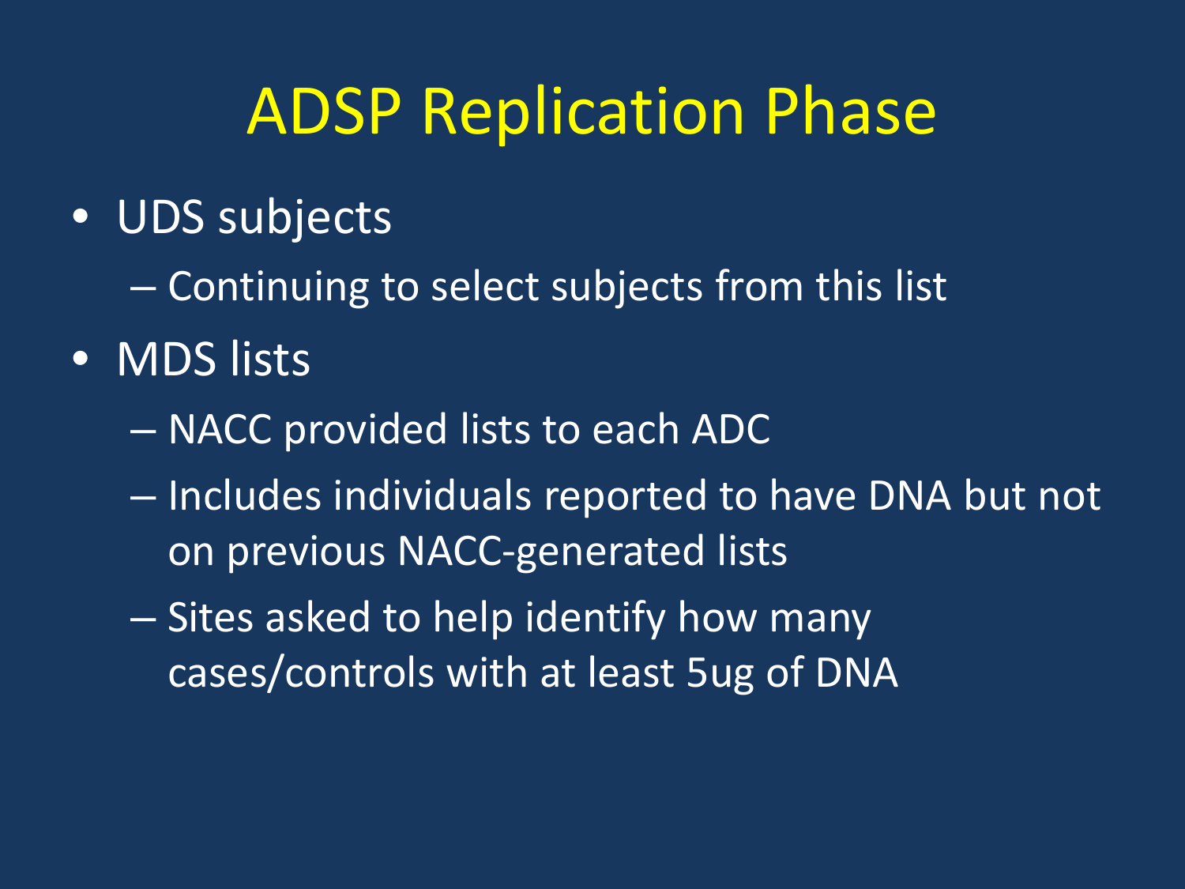# ADSP Replication Phase

- UDS subjects
  - Continuing to select subjects from this list
- MDS lists
  - NACC provided lists to each ADC
  - Includes individuals reported to have DNA but not on previous NACC-generated lists
  - Sites asked to help identify how many cases/controls with at least 5ug of DNA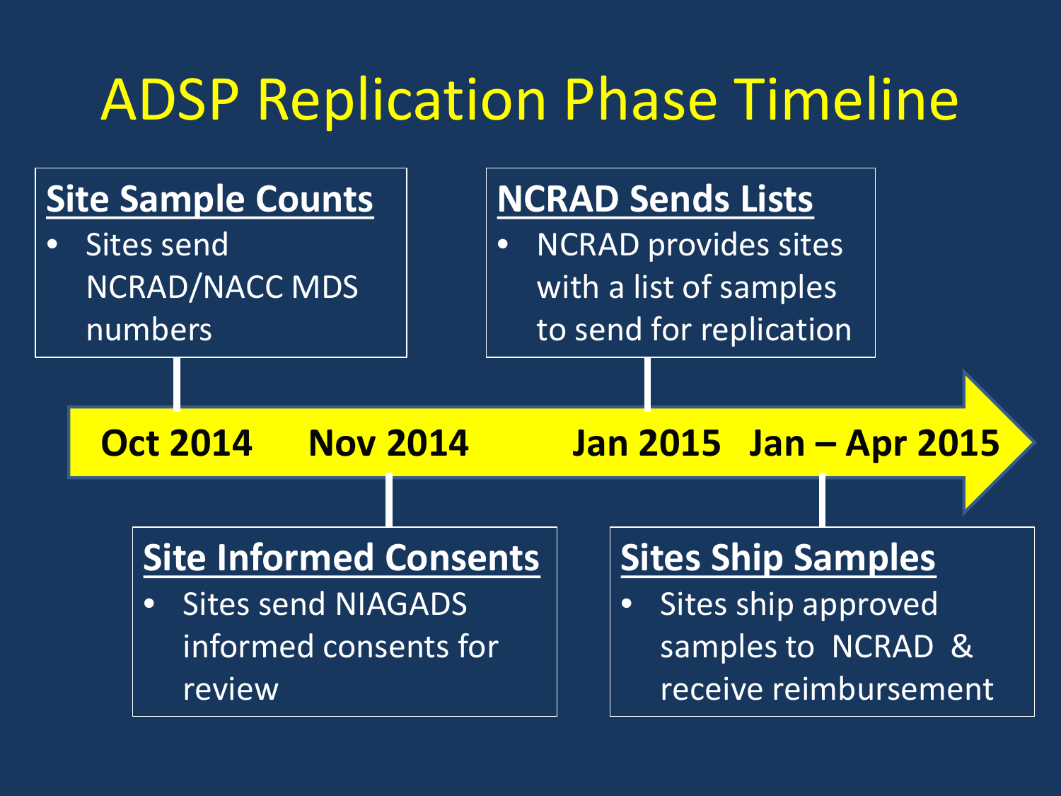# ADSP Replication Phase Timeline

**Oct 2014**

**Site Sample Counts**

- Sites send NCRAD/NACC MDS numbers

**Nov 2014**

**Site Informed Consents**

- Sites send NIAGADS informed consents for review

**Jan 2015**

**NCRAD Sends Lists**

- NCRAD provides sites with a list of samples to send for replication

**Jan – Apr 2015**

**Sites Ship Samples**

- Sites ship approved samples to NCRAD & receive reimbursement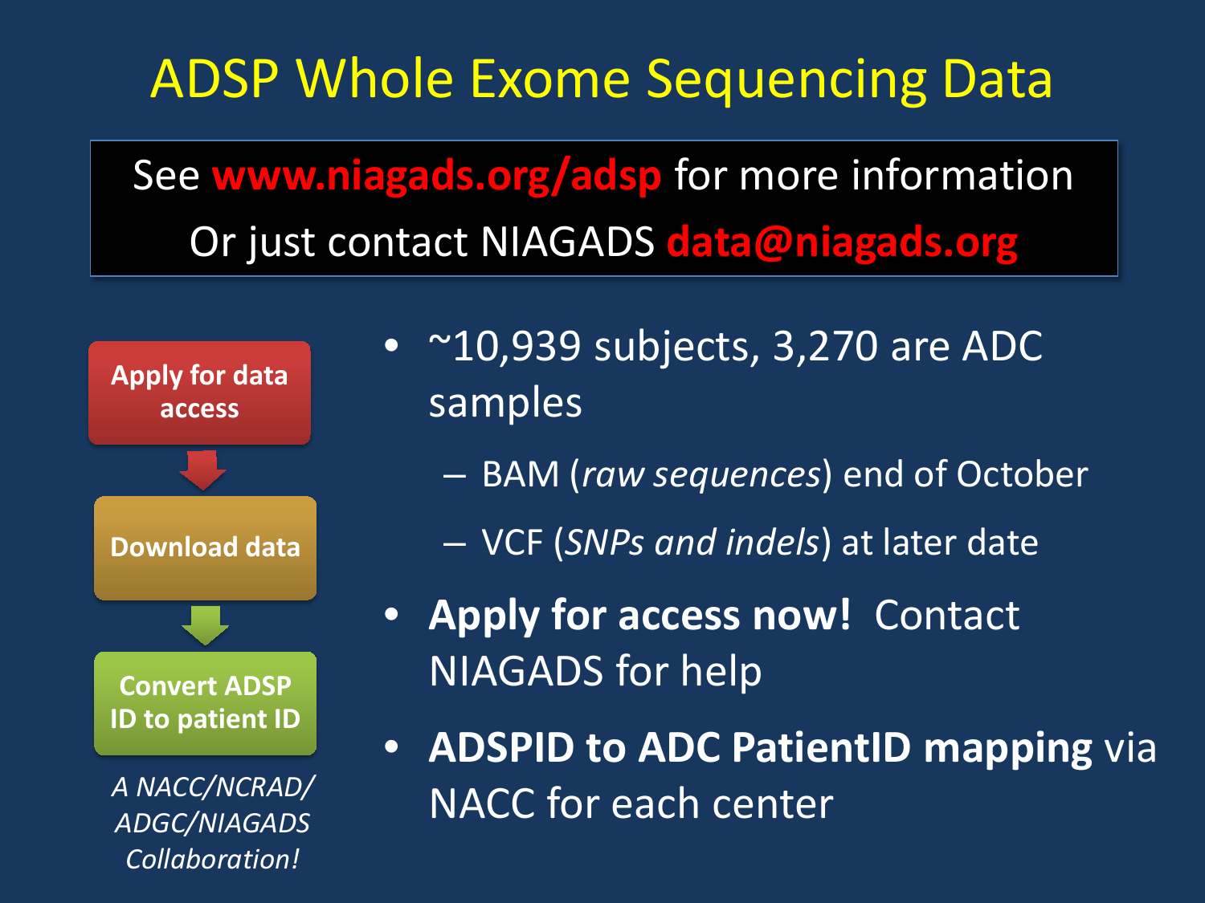# ADSP Whole Exome Sequencing Data

See **www.niagads.org/adsp** for more information

Or just contact NIAGADS **data@niagads.org**

**Apply for data access**

**Download data**

**Convert ADSP ID to patient ID**

*A NACC/NCRAD/ ADGC/NIAGADS Collaboration!*

- ~10,939 subjects, 3,270 are ADC samples
  - BAM (*raw sequences*) end of October
  - VCF (*SNPs and indels*) at later date
- **Apply for access now!** Contact NIAGADS for help
- **ADSPID to ADC PatientID mapping** via NACC for each center